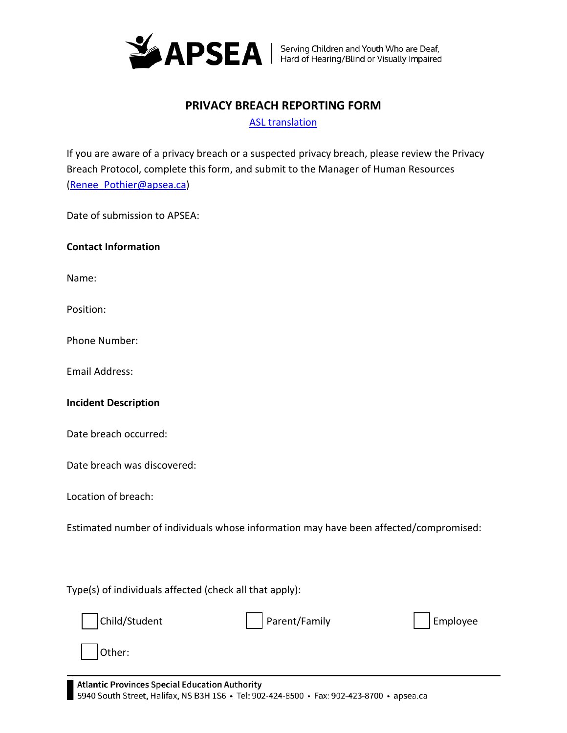APSEA | Serving Children and Youth Who are Deaf, Hard of Hearing/Blind or Visually Impaired

# PRIVACY BREACH REPORTING FORM

[ASL translation]

If you are aware of a privacy breach or a suspected privacy breach, please review the Privacy Breach Protocol, complete this form, and submit to the Manager of Human Resources (Renee_Pothier@apsea.ca)

Date of submission to APSEA:

**Contact Information**

Name:

Position:

Phone Number:

Email Address:

**Incident Description**

Date breach occurred:

Date breach was discovered:

Location of breach:

Estimated number of individuals whose information may have been affected/compromised:

Type(s) of individuals affected (check all that apply):

☐ Child/Student ☐ Parent/Family ☐ Employee

☐ Other:

**Atlantic Provinces Special Education Authority**
5940 South Street, Halifax, NS B3H 1S6 • Tel: 902-424-8500 • Fax: 902-423-8700 • apsea.ca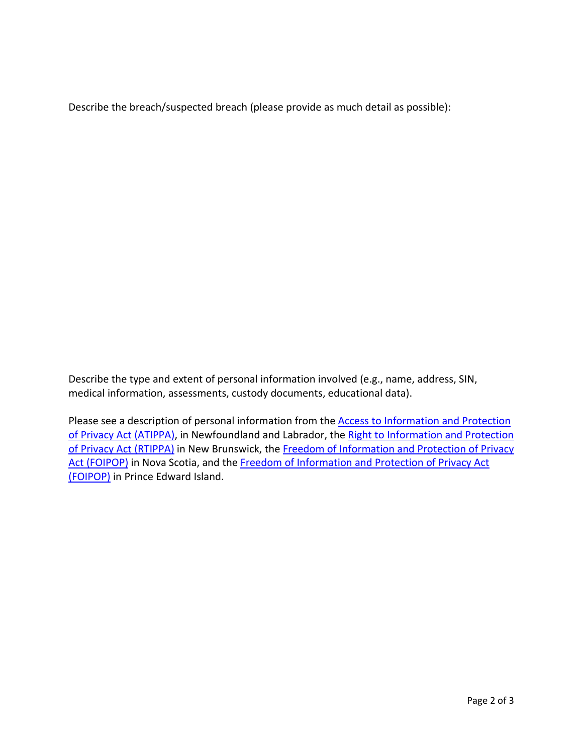Describe the breach/suspected breach (please provide as much detail as possible):

Describe the type and extent of personal information involved (e.g., name, address, SIN, medical information, assessments, custody documents, educational data).

Please see a description of personal information from the Access to Information and Protection of Privacy Act (ATIPPA), in Newfoundland and Labrador, the Right to Information and Protection of Privacy Act (RTIPPA) in New Brunswick, the Freedom of Information and Protection of Privacy Act (FOIPOP) in Nova Scotia, and the Freedom of Information and Protection of Privacy Act (FOIPOP) in Prince Edward Island.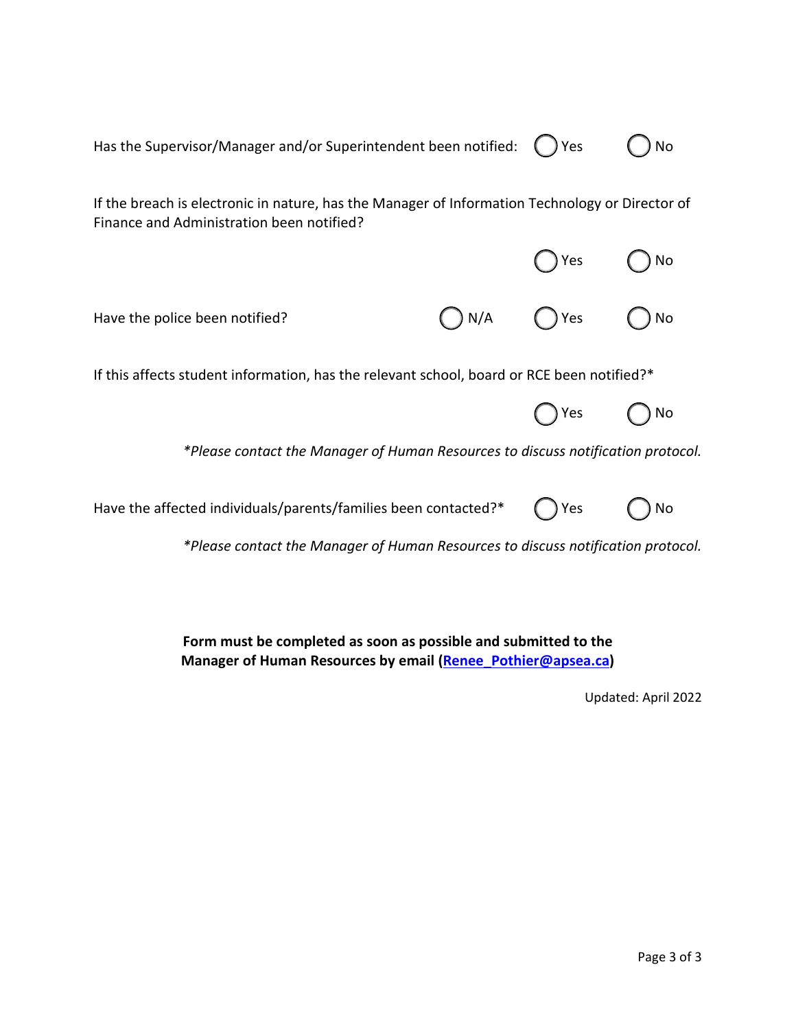Has the Supervisor/Manager and/or Superintendent been notified: ◯ Yes ◯ No

If the breach is electronic in nature, has the Manager of Information Technology or Director of Finance and Administration been notified?

◯ Yes ◯ No

Have the police been notified? ◯ N/A ◯ Yes ◯ No

If this affects student information, has the relevant school, board or RCE been notified?*

◯ Yes ◯ No

*\*Please contact the Manager of Human Resources to discuss notification protocol.*

Have the affected individuals/parents/families been contacted?* ◯ Yes ◯ No

*\*Please contact the Manager of Human Resources to discuss notification protocol.*

**Form must be completed as soon as possible and submitted to the Manager of Human Resources by email (Renee_Pothier@apsea.ca)**

Updated: April 2022